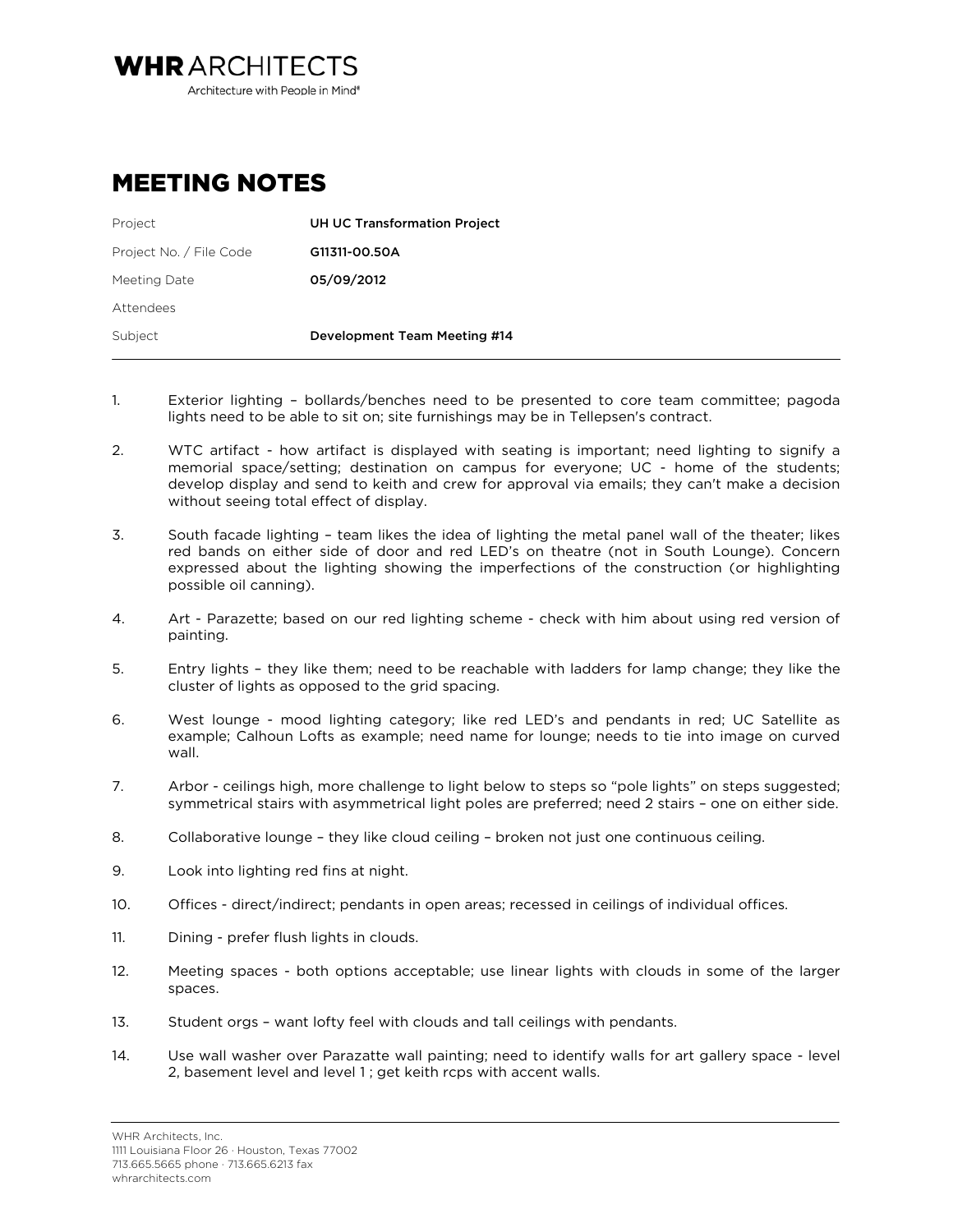**WHR** ARCHITECTS

Architecture with People in Mind®

# MEETING NOTES

| | |
|---|---|
| Project | **UH UC Transformation Project** |
| Project No. / File Code | **G11311-00.50A** |
| Meeting Date | **05/09/2012** |
| Attendees | |
| Subject | **Development Team Meeting #14** |

1. Exterior lighting – bollards/benches need to be presented to core team committee; pagoda lights need to be able to sit on; site furnishings may be in Tellepsen's contract.

2. WTC artifact - how artifact is displayed with seating is important; need lighting to signify a memorial space/setting; destination on campus for everyone; UC - home of the students; develop display and send to keith and crew for approval via emails; they can't make a decision without seeing total effect of display.

3. South facade lighting – team likes the idea of lighting the metal panel wall of the theater; likes red bands on either side of door and red LED's on theatre (not in South Lounge). Concern expressed about the lighting showing the imperfections of the construction (or highlighting possible oil canning).

4. Art - Parazette; based on our red lighting scheme - check with him about using red version of painting.

5. Entry lights – they like them; need to be reachable with ladders for lamp change; they like the cluster of lights as opposed to the grid spacing.

6. West lounge - mood lighting category; like red LED's and pendants in red; UC Satellite as example; Calhoun Lofts as example; need name for lounge; needs to tie into image on curved wall.

7. Arbor - ceilings high, more challenge to light below to steps so "pole lights" on steps suggested; symmetrical stairs with asymmetrical light poles are preferred; need 2 stairs – one on either side.

8. Collaborative lounge – they like cloud ceiling – broken not just one continuous ceiling.

9. Look into lighting red fins at night.

10. Offices - direct/indirect; pendants in open areas; recessed in ceilings of individual offices.

11. Dining - prefer flush lights in clouds.

12. Meeting spaces - both options acceptable; use linear lights with clouds in some of the larger spaces.

13. Student orgs – want lofty feel with clouds and tall ceilings with pendants.

14. Use wall washer over Parazatte wall painting; need to identify walls for art gallery space - level 2, basement level and level 1 ; get keith rcps with accent walls.

WHR Architects, Inc.
1111 Louisiana Floor 26 · Houston, Texas 77002
713.665.5665 phone · 713.665.6213 fax
whrarchitects.com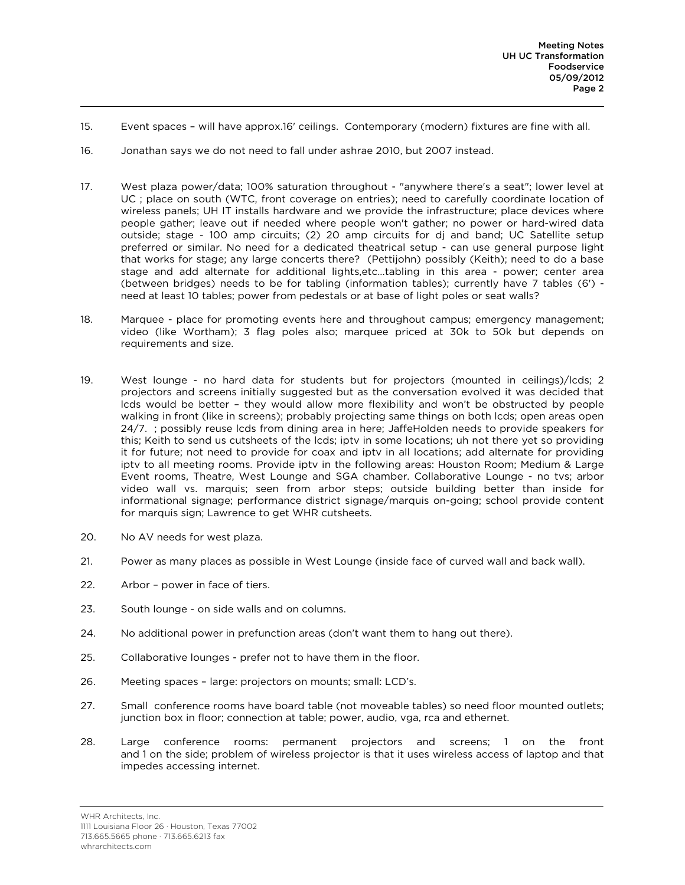15. Event spaces – will have approx.16' ceilings. Contemporary (modern) fixtures are fine with all.

16. Jonathan says we do not need to fall under ashrae 2010, but 2007 instead.

17. West plaza power/data; 100% saturation throughout - "anywhere there's a seat"; lower level at UC ; place on south (WTC, front coverage on entries); need to carefully coordinate location of wireless panels; UH IT installs hardware and we provide the infrastructure; place devices where people gather; leave out if needed where people won't gather; no power or hard-wired data outside; stage - 100 amp circuits; (2) 20 amp circuits for dj and band; UC Satellite setup preferred or similar. No need for a dedicated theatrical setup - can use general purpose light that works for stage; any large concerts there? (Pettijohn) possibly (Keith); need to do a base stage and add alternate for additional lights,etc...tabling in this area - power; center area (between bridges) needs to be for tabling (information tables); currently have 7 tables (6') - need at least 10 tables; power from pedestals or at base of light poles or seat walls?

18. Marquee - place for promoting events here and throughout campus; emergency management; video (like Wortham); 3 flag poles also; marquee priced at 30k to 50k but depends on requirements and size.

19. West lounge - no hard data for students but for projectors (mounted in ceilings)/lcds; 2 projectors and screens initially suggested but as the conversation evolved it was decided that lcds would be better – they would allow more flexibility and won't be obstructed by people walking in front (like in screens); probably projecting same things on both lcds; open areas open 24/7. ; possibly reuse lcds from dining area in here; JaffeHolden needs to provide speakers for this; Keith to send us cutsheets of the lcds; iptv in some locations; uh not there yet so providing it for future; not need to provide for coax and iptv in all locations; add alternate for providing iptv to all meeting rooms. Provide iptv in the following areas: Houston Room; Medium & Large Event rooms, Theatre, West Lounge and SGA chamber. Collaborative Lounge - no tvs; arbor video wall vs. marquis; seen from arbor steps; outside building better than inside for informational signage; performance district signage/marquis on-going; school provide content for marquis sign; Lawrence to get WHR cutsheets.

20. No AV needs for west plaza.

21. Power as many places as possible in West Lounge (inside face of curved wall and back wall).

22. Arbor – power in face of tiers.

23. South lounge - on side walls and on columns.

24. No additional power in prefunction areas (don't want them to hang out there).

25. Collaborative lounges - prefer not to have them in the floor.

26. Meeting spaces – large: projectors on mounts; small: LCD's.

27. Small conference rooms have board table (not moveable tables) so need floor mounted outlets; junction box in floor; connection at table; power, audio, vga, rca and ethernet.

28. Large conference rooms: permanent projectors and screens; 1 on the front and 1 on the side; problem of wireless projector is that it uses wireless access of laptop and that impedes accessing internet.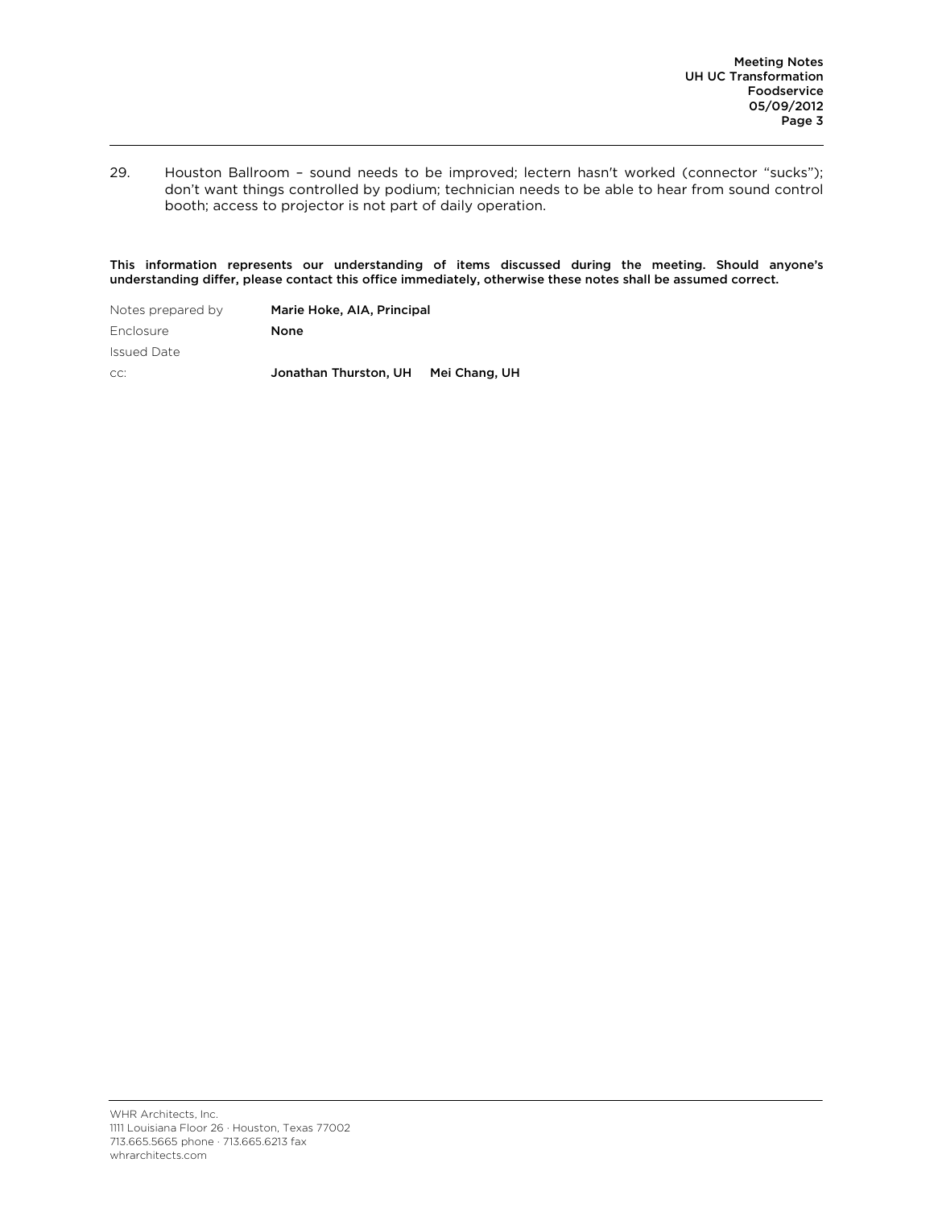29. Houston Ballroom – sound needs to be improved; lectern hasn't worked (connector "sucks"); don't want things controlled by podium; technician needs to be able to hear from sound control booth; access to projector is not part of daily operation.

**This information represents our understanding of items discussed during the meeting. Should anyone's understanding differ, please contact this office immediately, otherwise these notes shall be assumed correct.**

| | |
|---|---|
| Notes prepared by | **Marie Hoke, AIA, Principal** |
| Enclosure | **None** |
| Issued Date | |
| cc: | **Jonathan Thurston, UH    Mei Chang, UH** |

WHR Architects, Inc.
1111 Louisiana Floor 26 · Houston, Texas 77002
713.665.5665 phone · 713.665.6213 fax
whrarchitects.com